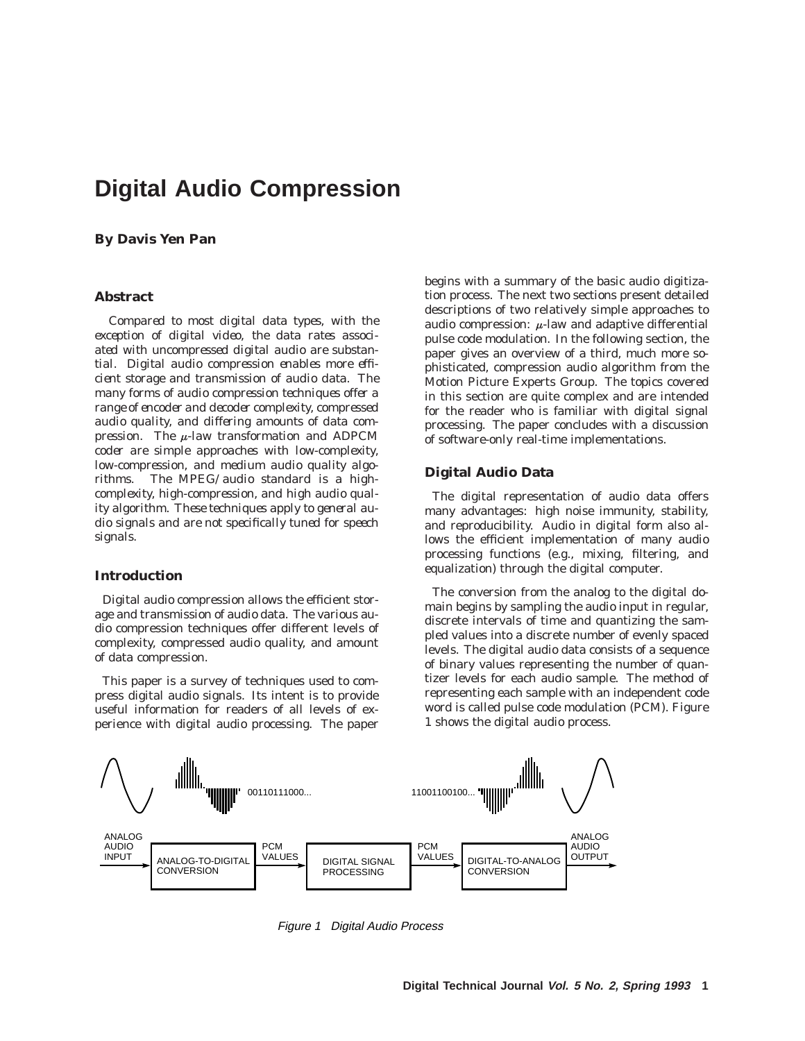# Digital Audio Compression

**By Davis Yen Pan**

## Abstract

*Compared to most digital data types, with the exception of digital video, the data rates associated with uncompressed digital audio are substantial. Digital audio compression enables more efficient storage and transmission of audio data. The many forms of audio compression techniques offer a range of encoder and decoder complexity, compressed audio quality, and differing amounts of data compression. The $\mu$-law transformation and ADPCM coder are simple approaches with low-complexity, low-compression, and medium audio quality algorithms. The MPEG/audio standard is a high-complexity, high-compression, and high audio quality algorithm. These techniques apply to general audio signals and are not specifically tuned for speech signals.*

## Introduction

Digital audio compression allows the efficient storage and transmission of audio data. The various audio compression techniques offer different levels of complexity, compressed audio quality, and amount of data compression.

This paper is a survey of techniques used to compress digital audio signals. Its intent is to provide useful information for readers of all levels of experience with digital audio processing. The paper begins with a summary of the basic audio digitization process. The next two sections present detailed descriptions of two relatively simple approaches to audio compression: $\mu$-law and adaptive differential pulse code modulation. In the following section, the paper gives an overview of a third, much more sophisticated, compression audio algorithm from the Motion Picture Experts Group. The topics covered in this section are quite complex and are intended for the reader who is familiar with digital signal processing. The paper concludes with a discussion of software-only real-time implementations.

## Digital Audio Data

The digital representation of audio data offers many advantages: high noise immunity, stability, and reproducibility. Audio in digital form also allows the efficient implementation of many audio processing functions (e.g., mixing, filtering, and equalization) through the digital computer.

The conversion from the analog to the digital domain begins by sampling the audio input in regular, discrete intervals of time and quantizing the sampled values into a discrete number of evenly spaced levels. The digital audio data consists of a sequence of binary values representing the number of quantizer levels for each audio sample. The method of representing each sample with an independent code word is called pulse code modulation (PCM). Figure 1 shows the digital audio process.

00110111000...
11001100100...
ANALOG AUDIO INPUT
ANALOG-TO-DIGITAL CONVERSION
PCM VALUES
DIGITAL SIGNAL PROCESSING
PCM VALUES
DIGITAL-TO-ANALOG CONVERSION
ANALOG AUDIO OUTPUT

*Figure 1 Digital Audio Process*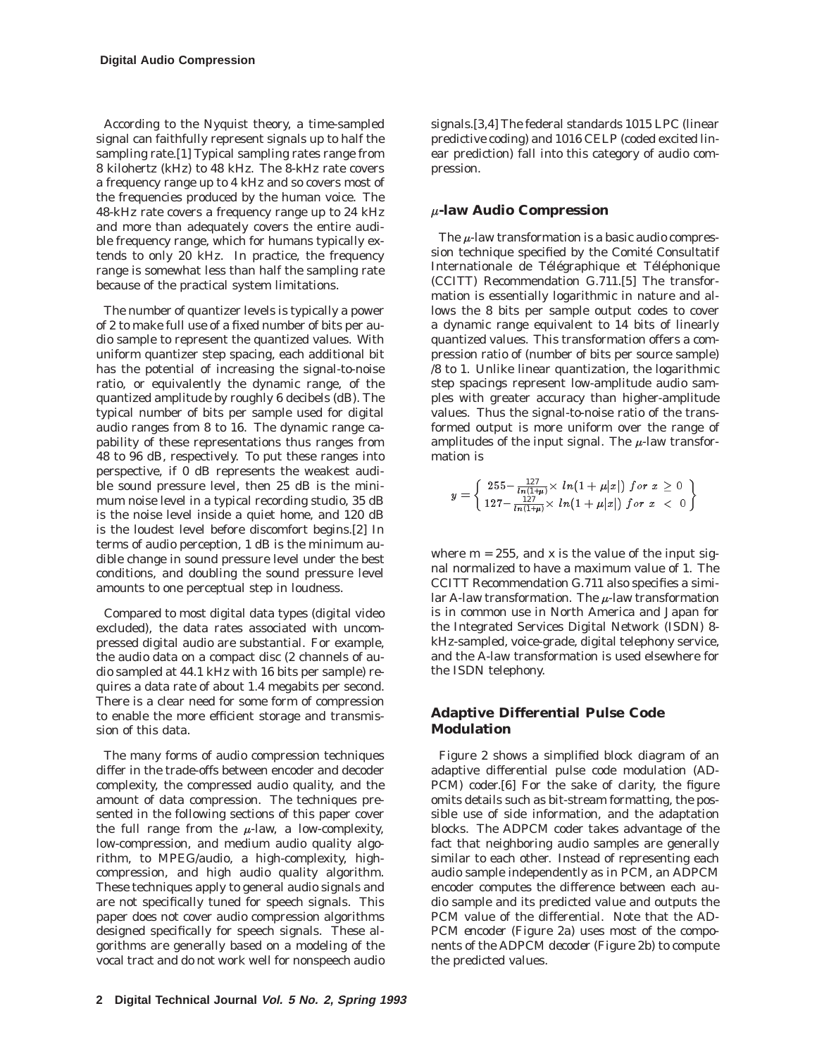According to the Nyquist theory, a time-sampled signal can faithfully represent signals up to half the sampling rate.[1] Typical sampling rates range from 8 kilohertz (kHz) to 48 kHz. The 8-kHz rate covers a frequency range up to 4 kHz and so covers most of the frequencies produced by the human voice. The 48-kHz rate covers a frequency range up to 24 kHz and more than adequately covers the entire audible frequency range, which for humans typically extends to only 20 kHz. In practice, the frequency range is somewhat less than half the sampling rate because of the practical system limitations.

The number of quantizer levels is typically a power of 2 to make full use of a fixed number of bits per audio sample to represent the quantized values. With uniform quantizer step spacing, each additional bit has the potential of increasing the signal-to-noise ratio, or equivalently the dynamic range, of the quantized amplitude by roughly 6 decibels (dB). The typical number of bits per sample used for digital audio ranges from 8 to 16. The dynamic range capability of these representations thus ranges from 48 to 96 dB, respectively. To put these ranges into perspective, if 0 dB represents the weakest audible sound pressure level, then 25 dB is the minimum noise level in a typical recording studio, 35 dB is the noise level inside a quiet home, and 120 dB is the loudest level before discomfort begins.[2] In terms of audio perception, 1 dB is the minimum audible change in sound pressure level under the best conditions, and doubling the sound pressure level amounts to one perceptual step in loudness.

Compared to most digital data types (digital video excluded), the data rates associated with uncompressed digital audio are substantial. For example, the audio data on a compact disc (2 channels of audio sampled at 44.1 kHz with 16 bits per sample) requires a data rate of about 1.4 megabits per second. There is a clear need for some form of compression to enable the more efficient storage and transmission of this data.

The many forms of audio compression techniques differ in the trade-offs between encoder and decoder complexity, the compressed audio quality, and the amount of data compression. The techniques presented in the following sections of this paper cover the full range from the $\mu$-law, a low-complexity, low-compression, and medium audio quality algorithm, to MPEG/audio, a high-complexity, high-compression, and high audio quality algorithm. These techniques apply to general audio signals and are not specifically tuned for speech signals. This paper does not cover audio compression algorithms designed specifically for speech signals. These algorithms are generally based on a modeling of the vocal tract and do not work well for nonspeech audio signals.[3,4] The federal standards 1015 LPC (linear predictive coding) and 1016 CELP (coded excited linear prediction) fall into this category of audio compression.

## $\mu$-law Audio Compression

The $\mu$-law transformation is a basic audio compression technique specified by the Comité Consultatif Internationale de Télégraphique et Téléphonique (CCITT) Recommendation G.711.[5] The transformation is essentially logarithmic in nature and allows the 8 bits per sample output codes to cover a dynamic range equivalent to 14 bits of linearly quantized values. This transformation offers a compression ratio of (number of bits per source sample) /8 to 1. Unlike linear quantization, the logarithmic step spacings represent low-amplitude audio samples with greater accuracy than higher-amplitude values. Thus the signal-to-noise ratio of the transformed output is more uniform over the range of amplitudes of the input signal. The $\mu$-law transformation is

$$y = \left\{ \begin{array}{l} 255 - \frac{127}{ln(1+\mu)} \times ln(1 + \mu|x|) \;\; for \;\; x \geq 0 \\ 127 - \frac{127}{ln(1+\mu)} \times ln(1 + \mu|x|) \;\; for \;\; x < 0 \end{array} \right\}$$

where m = 255, and x is the value of the input signal normalized to have a maximum value of 1. The CCITT Recommendation G.711 also specifies a similar A-law transformation. The $\mu$-law transformation is in common use in North America and Japan for the Integrated Services Digital Network (ISDN) 8-kHz-sampled, voice-grade, digital telephony service, and the A-law transformation is used elsewhere for the ISDN telephony.

## Adaptive Differential Pulse Code Modulation

Figure 2 shows a simplified block diagram of an adaptive differential pulse code modulation (ADPCM) coder.[6] For the sake of clarity, the figure omits details such as bit-stream formatting, the possible use of side information, and the adaptation blocks. The ADPCM coder takes advantage of the fact that neighboring audio samples are generally similar to each other. Instead of representing each audio sample independently as in PCM, an ADPCM encoder computes the difference between each audio sample and its predicted value and outputs the PCM value of the differential. Note that the ADPCM encoder (Figure 2a) uses most of the components of the ADPCM decoder (Figure 2b) to compute the predicted values.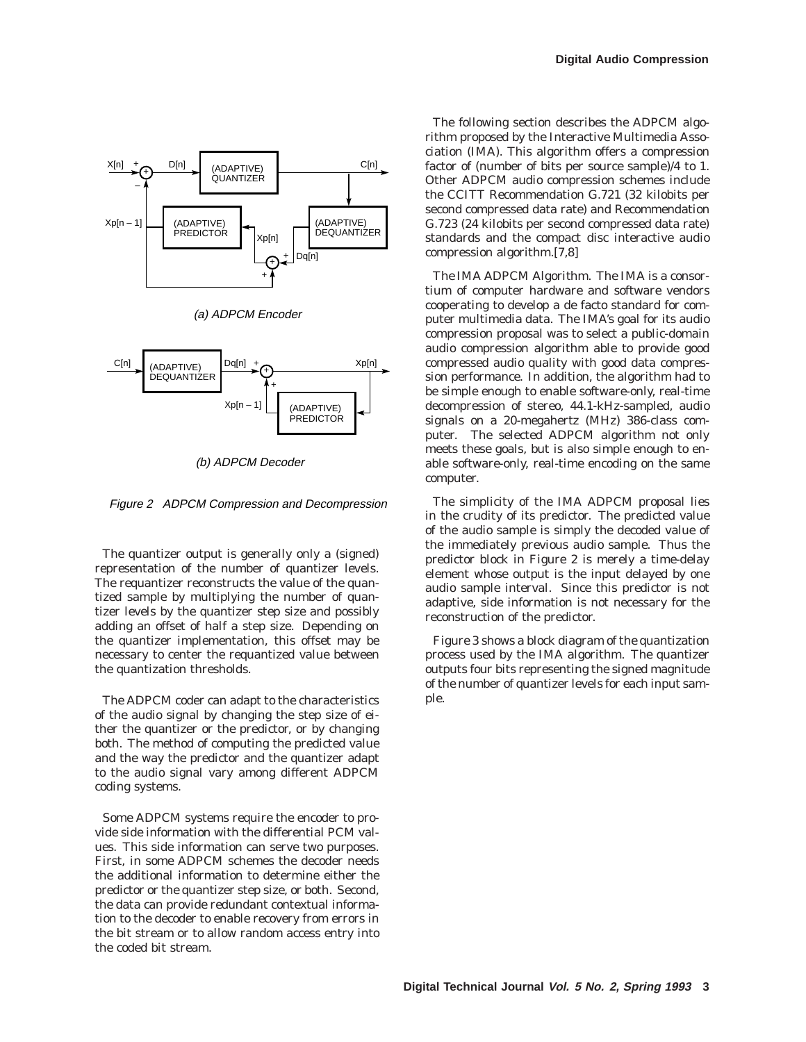X[n]
+
−
D[n]
(ADAPTIVE) QUANTIZER
C[n]
Xp[n – 1]
(ADAPTIVE) PREDICTOR
Xp[n]
(ADAPTIVE) DEQUANTIZER
+
Dq[n]
+

*(a) ADPCM Encoder*

C[n]
(ADAPTIVE) DEQUANTIZER
Dq[n]
+
+
Xp[n]
Xp[n – 1]
(ADAPTIVE) PREDICTOR

*(b) ADPCM Decoder*

*Figure 2 ADPCM Compression and Decompression*

The quantizer output is generally only a (signed) representation of the number of quantizer levels. The requantizer reconstructs the value of the quantized sample by multiplying the number of quantizer levels by the quantizer step size and possibly adding an offset of half a step size. Depending on the quantizer implementation, this offset may be necessary to center the requantized value between the quantization thresholds.

The ADPCM coder can adapt to the characteristics of the audio signal by changing the step size of either the quantizer or the predictor, or by changing both. The method of computing the predicted value and the way the predictor and the quantizer adapt to the audio signal vary among different ADPCM coding systems.

Some ADPCM systems require the encoder to provide side information with the differential PCM values. This side information can serve two purposes. First, in some ADPCM schemes the decoder needs the additional information to determine either the predictor or the quantizer step size, or both. Second, the data can provide redundant contextual information to the decoder to enable recovery from errors in the bit stream or to allow random access entry into the coded bit stream.

The following section describes the ADPCM algorithm proposed by the Interactive Multimedia Association (IMA). This algorithm offers a compression factor of (number of bits per source sample)/4 to 1. Other ADPCM audio compression schemes include the CCITT Recommendation G.721 (32 kilobits per second compressed data rate) and Recommendation G.723 (24 kilobits per second compressed data rate) standards and the compact disc interactive audio compression algorithm.[7,8]

*The IMA ADPCM Algorithm.* The IMA is a consortium of computer hardware and software vendors cooperating to develop a de facto standard for computer multimedia data. The IMA's goal for its audio compression proposal was to select a public-domain audio compression algorithm able to provide good compressed audio quality with good data compression performance. In addition, the algorithm had to be simple enough to enable software-only, real-time decompression of stereo, 44.1-kHz-sampled, audio signals on a 20-megahertz (MHz) 386-class computer. The selected ADPCM algorithm not only meets these goals, but is also simple enough to enable software-only, real-time encoding on the same computer.

The simplicity of the IMA ADPCM proposal lies in the crudity of its predictor. The predicted value of the audio sample is simply the decoded value of the immediately previous audio sample. Thus the predictor block in Figure 2 is merely a time-delay element whose output is the input delayed by one audio sample interval. Since this predictor is not adaptive, side information is not necessary for the reconstruction of the predictor.

Figure 3 shows a block diagram of the quantization process used by the IMA algorithm. The quantizer outputs four bits representing the signed magnitude of the number of quantizer levels for each input sample.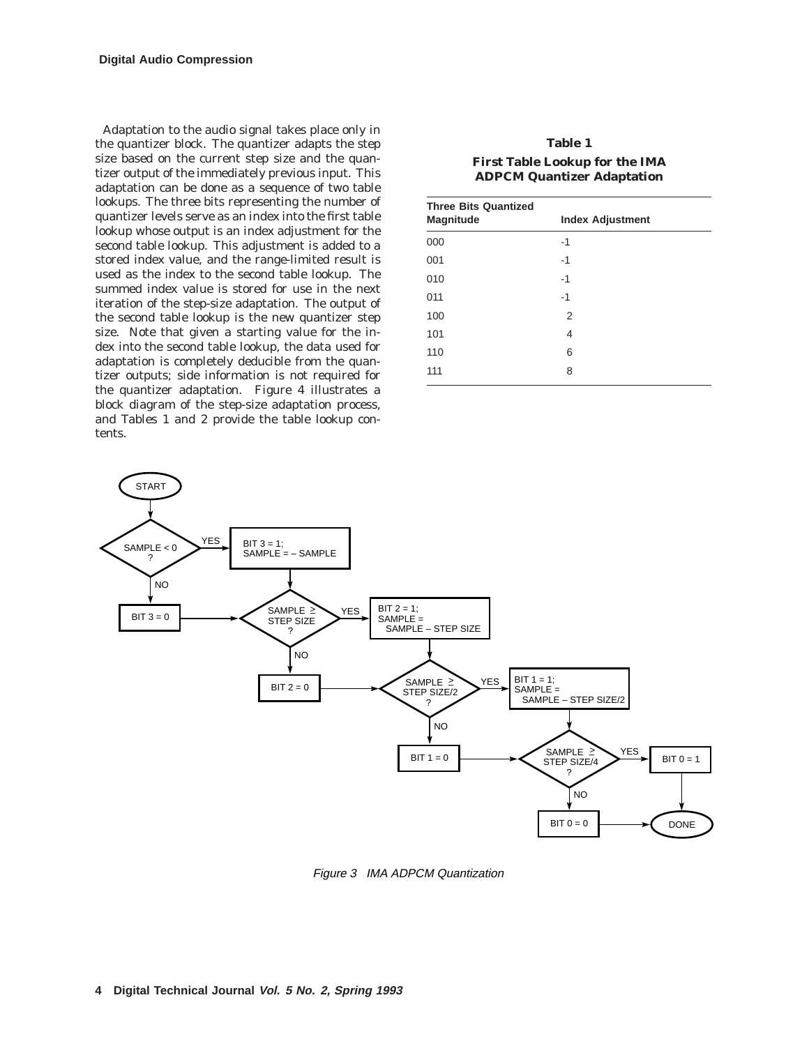Adaptation to the audio signal takes place only in the quantizer block. The quantizer adapts the step size based on the current step size and the quantizer output of the immediately previous input. This adaptation can be done as a sequence of two table lookups. The three bits representing the number of quantizer levels serve as an index into the first table lookup whose output is an index adjustment for the second table lookup. This adjustment is added to a stored index value, and the range-limited result is used as the index to the second table lookup. The summed index value is stored for use in the next iteration of the step-size adaptation. The output of the second table lookup is the new quantizer step size. Note that given a starting value for the index into the second table lookup, the data used for adaptation is completely deducible from the quantizer outputs; side information is not required for the quantizer adaptation. Figure 4 illustrates a block diagram of the step-size adaptation process, and Tables 1 and 2 provide the table lookup contents.

**Table 1**
**First Table Lookup for the IMA ADPCM Quantizer Adaptation**

| Three Bits Quantized Magnitude | Index Adjustment |
|---|---|
| 000 | -1 |
| 001 | -1 |
| 010 | -1 |
| 011 | -1 |
| 100 | 2 |
| 101 | 4 |
| 110 | 6 |
| 111 | 8 |

START
SAMPLE < 0 ?
YES
BIT 3 = 1; SAMPLE = – SAMPLE
NO
BIT 3 = 0
SAMPLE ≥ STEP SIZE ?
YES
BIT 2 = 1; SAMPLE = SAMPLE – STEP SIZE
NO
BIT 2 = 0
SAMPLE ≥ STEP SIZE/2 ?
YES
BIT 1 = 1; SAMPLE = SAMPLE – STEP SIZE/2
NO
BIT 1 = 0
SAMPLE ≥ STEP SIZE/4 ?
YES
BIT 0 = 1
NO
BIT 0 = 0
DONE

*Figure 3 IMA ADPCM Quantization*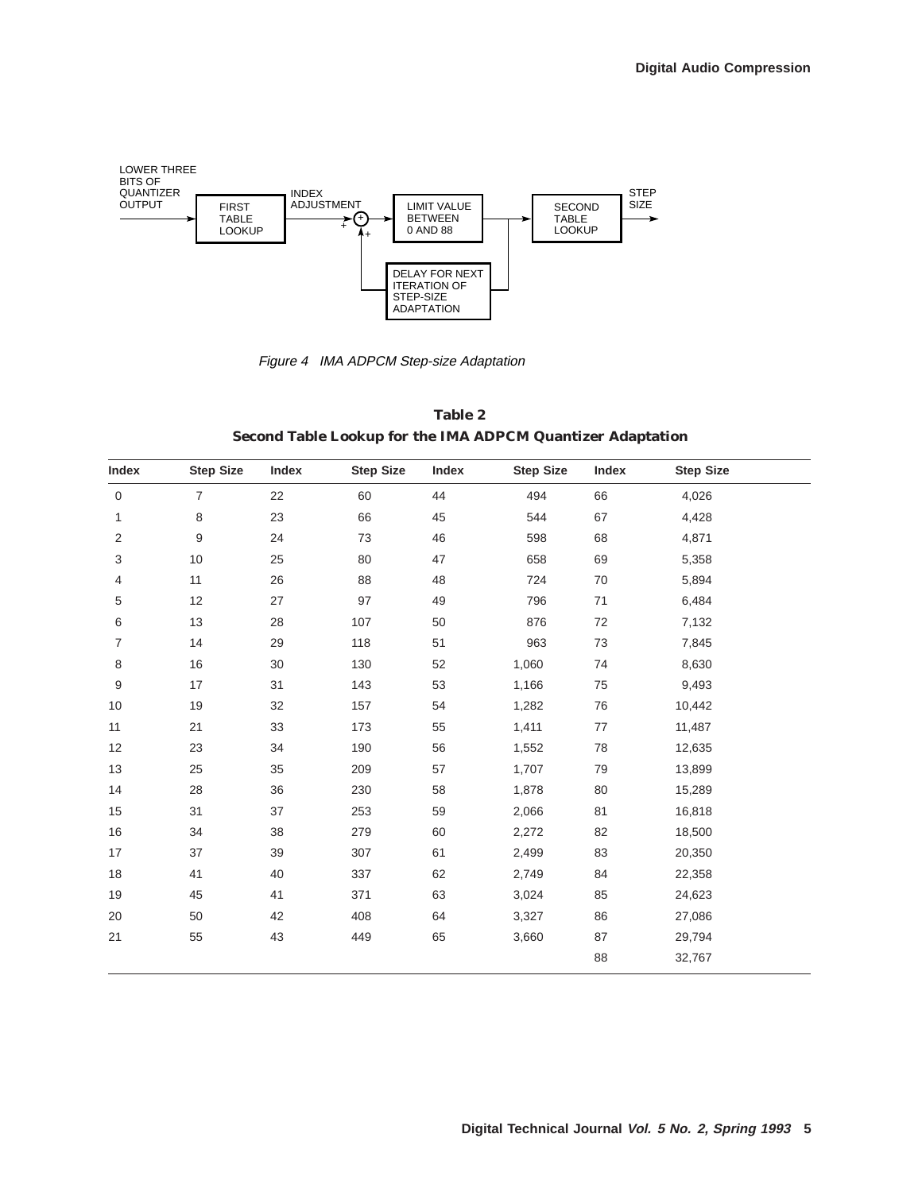LOWER THREE BITS OF QUANTIZER OUTPUT

FIRST TABLE LOOKUP

INDEX ADJUSTMENT

+

+

+

LIMIT VALUE BETWEEN 0 AND 88

SECOND TABLE LOOKUP

STEP SIZE

DELAY FOR NEXT ITERATION OF STEP-SIZE ADAPTATION

*Figure 4 IMA ADPCM Step-size Adaptation*

**Table 2**
**Second Table Lookup for the IMA ADPCM Quantizer Adaptation**

| Index | Step Size | Index | Step Size | Index | Step Size | Index | Step Size |
|---|---|---|---|---|---|---|---|
| 0 | 7 | 22 | 60 | 44 | 494 | 66 | 4,026 |
| 1 | 8 | 23 | 66 | 45 | 544 | 67 | 4,428 |
| 2 | 9 | 24 | 73 | 46 | 598 | 68 | 4,871 |
| 3 | 10 | 25 | 80 | 47 | 658 | 69 | 5,358 |
| 4 | 11 | 26 | 88 | 48 | 724 | 70 | 5,894 |
| 5 | 12 | 27 | 97 | 49 | 796 | 71 | 6,484 |
| 6 | 13 | 28 | 107 | 50 | 876 | 72 | 7,132 |
| 7 | 14 | 29 | 118 | 51 | 963 | 73 | 7,845 |
| 8 | 16 | 30 | 130 | 52 | 1,060 | 74 | 8,630 |
| 9 | 17 | 31 | 143 | 53 | 1,166 | 75 | 9,493 |
| 10 | 19 | 32 | 157 | 54 | 1,282 | 76 | 10,442 |
| 11 | 21 | 33 | 173 | 55 | 1,411 | 77 | 11,487 |
| 12 | 23 | 34 | 190 | 56 | 1,552 | 78 | 12,635 |
| 13 | 25 | 35 | 209 | 57 | 1,707 | 79 | 13,899 |
| 14 | 28 | 36 | 230 | 58 | 1,878 | 80 | 15,289 |
| 15 | 31 | 37 | 253 | 59 | 2,066 | 81 | 16,818 |
| 16 | 34 | 38 | 279 | 60 | 2,272 | 82 | 18,500 |
| 17 | 37 | 39 | 307 | 61 | 2,499 | 83 | 20,350 |
| 18 | 41 | 40 | 337 | 62 | 2,749 | 84 | 22,358 |
| 19 | 45 | 41 | 371 | 63 | 3,024 | 85 | 24,623 |
| 20 | 50 | 42 | 408 | 64 | 3,327 | 86 | 27,086 |
| 21 | 55 | 43 | 449 | 65 | 3,660 | 87 | 29,794 |
| | | | | | | 88 | 32,767 |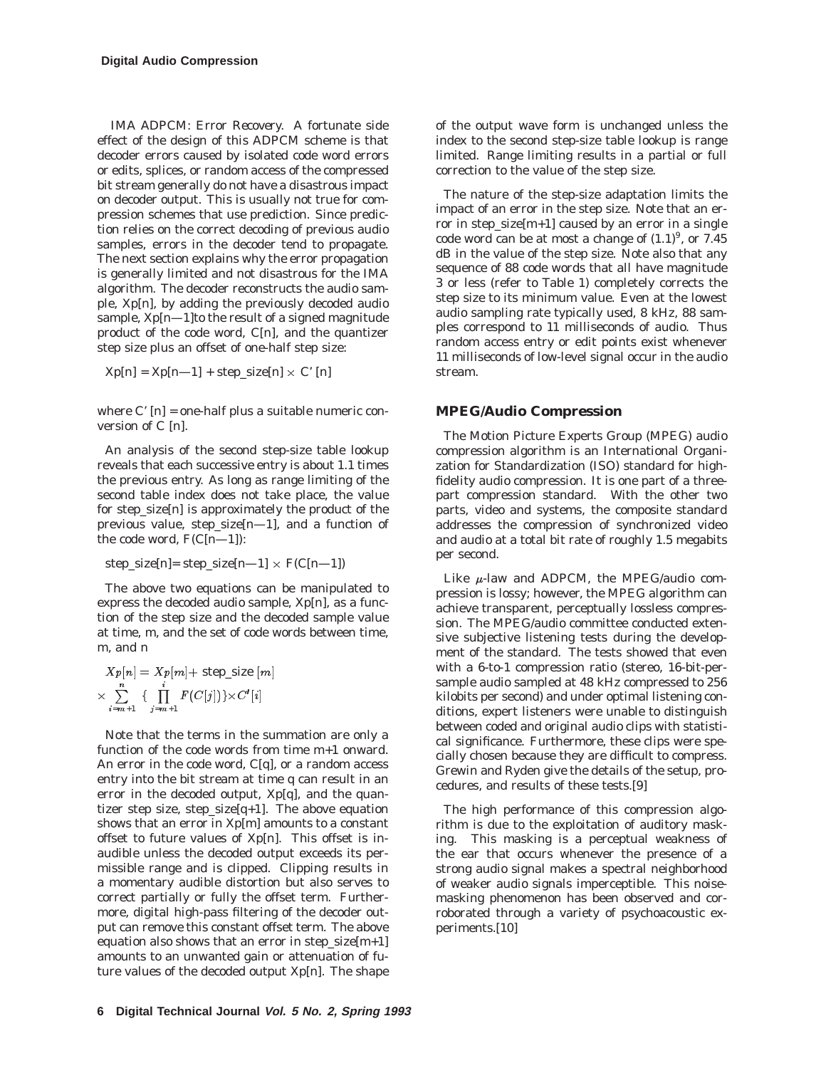*IMA ADPCM: Error Recovery.* A fortunate side effect of the design of this ADPCM scheme is that decoder errors caused by isolated code word errors or edits, splices, or random access of the compressed bit stream generally do not have a disastrous impact on decoder output. This is usually not true for compression schemes that use prediction. Since prediction relies on the correct decoding of previous audio samples, errors in the decoder tend to propagate. The next section explains why the error propagation is generally limited and not disastrous for the IMA algorithm. The decoder reconstructs the audio sample, Xp[n], by adding the previously decoded audio sample, Xp[n—1]to the result of a signed magnitude product of the code word, C[n], and the quantizer step size plus an offset of one-half step size:

$$Xp[n] = Xp[n-1] + \text{step\_size}[n] \times C'[n]$$

where C' [n] = one-half plus a suitable numeric conversion of C [n].

An analysis of the second step-size table lookup reveals that each successive entry is about 1.1 times the previous entry. As long as range limiting of the second table index does not take place, the value for step_size[n] is approximately the product of the previous value, step_size[n—1], and a function of the code word, F(C[n—1]):

$$\text{step\_size}[n] = \text{step\_size}[n-1] \times F(C[n-1])$$

The above two equations can be manipulated to express the decoded audio sample, Xp[n], as a function of the step size and the decoded sample value at time, m, and the set of code words between time, m, and n

$$Xp[n] = Xp[m] + \text{step\_size}\,[m] \times \sum_{i=m+1}^{n} \{ \prod_{j=m+1}^{i} F(C[j]) \} \times C'[i]$$

Note that the terms in the summation are only a function of the code words from time m+1 onward. An error in the code word, C[q], or a random access entry into the bit stream at time q can result in an error in the decoded output, Xp[q], and the quantizer step size, step_size[q+1]. The above equation shows that an error in Xp[m] amounts to a constant offset to future values of Xp[n]. This offset is inaudible unless the decoded output exceeds its permissible range and is clipped. Clipping results in a momentary audible distortion but also serves to correct partially or fully the offset term. Furthermore, digital high-pass filtering of the decoder output can remove this constant offset term. The above equation also shows that an error in step_size[m+1] amounts to an unwanted gain or attenuation of future values of the decoded output Xp[n]. The shape of the output wave form is unchanged unless the index to the second step-size table lookup is range limited. Range limiting results in a partial or full correction to the value of the step size.

The nature of the step-size adaptation limits the impact of an error in the step size. Note that an error in step_size[m+1] caused by an error in a single code word can be at most a change of $(1.1)^9$, or 7.45 dB in the value of the step size. Note also that any sequence of 88 code words that all have magnitude 3 or less (refer to Table 1) completely corrects the step size to its minimum value. Even at the lowest audio sampling rate typically used, 8 kHz, 88 samples correspond to 11 milliseconds of audio. Thus random access entry or edit points exist whenever 11 milliseconds of low-level signal occur in the audio stream.

## MPEG/Audio Compression

The Motion Picture Experts Group (MPEG) audio compression algorithm is an International Organization for Standardization (ISO) standard for high-fidelity audio compression. It is one part of a three-part compression standard. With the other two parts, video and systems, the composite standard addresses the compression of synchronized video and audio at a total bit rate of roughly 1.5 megabits per second.

Like $\mu$-law and ADPCM, the MPEG/audio compression is lossy; however, the MPEG algorithm can achieve transparent, perceptually lossless compression. The MPEG/audio committee conducted extensive subjective listening tests during the development of the standard. The tests showed that even with a 6-to-1 compression ratio (stereo, 16-bit-per-sample audio sampled at 48 kHz compressed to 256 kilobits per second) and under optimal listening conditions, expert listeners were unable to distinguish between coded and original audio clips with statistical significance. Furthermore, these clips were specially chosen because they are difficult to compress. Grewin and Ryden give the details of the setup, procedures, and results of these tests.[9]

The high performance of this compression algorithm is due to the exploitation of auditory masking. This masking is a perceptual weakness of the ear that occurs whenever the presence of a strong audio signal makes a spectral neighborhood of weaker audio signals imperceptible. This noise-masking phenomenon has been observed and corroborated through a variety of psychoacoustic experiments.[10]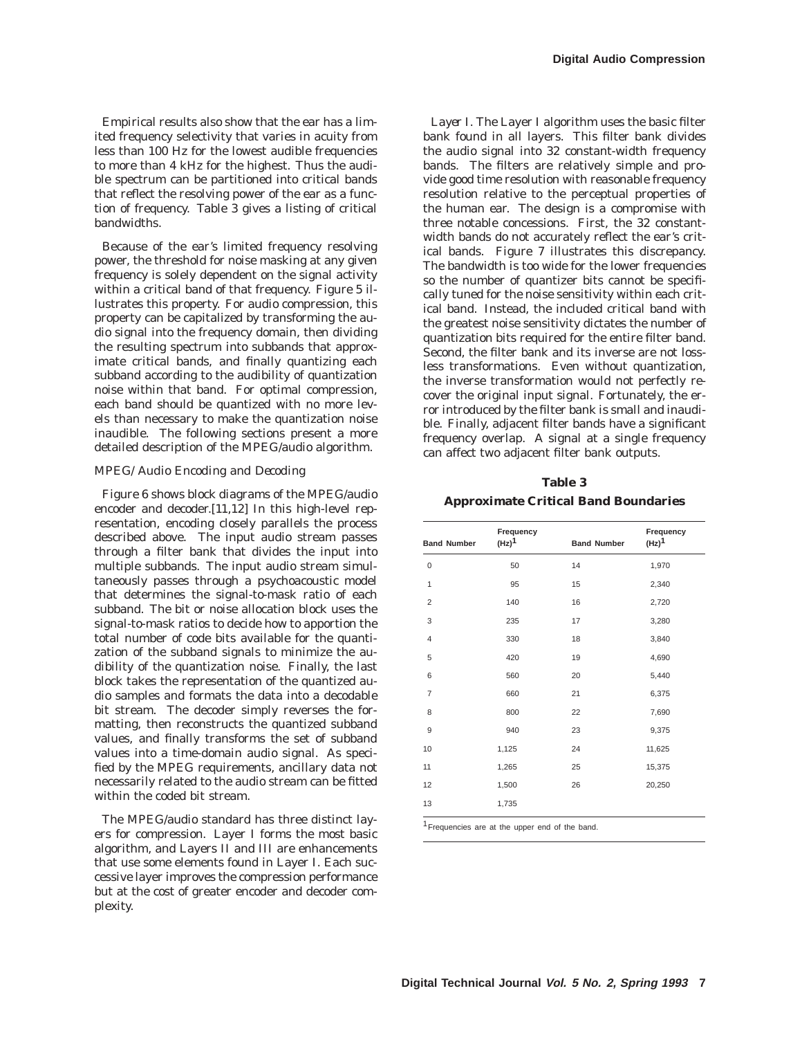Empirical results also show that the ear has a limited frequency selectivity that varies in acuity from less than 100 Hz for the lowest audible frequencies to more than 4 kHz for the highest. Thus the audible spectrum can be partitioned into critical bands that reflect the resolving power of the ear as a function of frequency. Table 3 gives a listing of critical bandwidths.

Because of the ear's limited frequency resolving power, the threshold for noise masking at any given frequency is solely dependent on the signal activity within a critical band of that frequency. Figure 5 illustrates this property. For audio compression, this property can be capitalized by transforming the audio signal into the frequency domain, then dividing the resulting spectrum into subbands that approximate critical bands, and finally quantizing each subband according to the audibility of quantization noise within that band. For optimal compression, each band should be quantized with no more levels than necessary to make the quantization noise inaudible. The following sections present a more detailed description of the MPEG/audio algorithm.

*MPEG/Audio Encoding and Decoding*

Figure 6 shows block diagrams of the MPEG/audio encoder and decoder.[11,12] In this high-level representation, encoding closely parallels the process described above. The input audio stream passes through a filter bank that divides the input into multiple subbands. The input audio stream simultaneously passes through a psychoacoustic model that determines the signal-to-mask ratio of each subband. The bit or noise allocation block uses the signal-to-mask ratios to decide how to apportion the total number of code bits available for the quantization of the subband signals to minimize the audibility of the quantization noise. Finally, the last block takes the representation of the quantized audio samples and formats the data into a decodable bit stream. The decoder simply reverses the formatting, then reconstructs the quantized subband values, and finally transforms the set of subband values into a time-domain audio signal. As specified by the MPEG requirements, ancillary data not necessarily related to the audio stream can be fitted within the coded bit stream.

The MPEG/audio standard has three distinct layers for compression. Layer I forms the most basic algorithm, and Layers II and III are enhancements that use some elements found in Layer I. Each successive layer improves the compression performance but at the cost of greater encoder and decoder complexity.

*Layer I.* The Layer I algorithm uses the basic filter bank found in all layers. This filter bank divides the audio signal into 32 constant-width frequency bands. The filters are relatively simple and provide good time resolution with reasonable frequency resolution relative to the perceptual properties of the human ear. The design is a compromise with three notable concessions. First, the 32 constant-width bands do not accurately reflect the ear's critical bands. Figure 7 illustrates this discrepancy. The bandwidth is too wide for the lower frequencies so the number of quantizer bits cannot be specifically tuned for the noise sensitivity within each critical band. Instead, the included critical band with the greatest noise sensitivity dictates the number of quantization bits required for the entire filter band. Second, the filter bank and its inverse are not lossless transformations. Even without quantization, the inverse transformation would not perfectly recover the original input signal. Fortunately, the error introduced by the filter bank is small and inaudible. Finally, adjacent filter bands have a significant frequency overlap. A signal at a single frequency can affect two adjacent filter bank outputs.

**Table 3**
**Approximate Critical Band Boundaries**

| Band Number | Frequency (Hz)[1] | Band Number | Frequency (Hz)[1] |
|---|---|---|---|
| 0 | 50 | 14 | 1,970 |
| 1 | 95 | 15 | 2,340 |
| 2 | 140 | 16 | 2,720 |
| 3 | 235 | 17 | 3,280 |
| 4 | 330 | 18 | 3,840 |
| 5 | 420 | 19 | 4,690 |
| 6 | 560 | 20 | 5,440 |
| 7 | 660 | 21 | 6,375 |
| 8 | 800 | 22 | 7,690 |
| 9 | 940 | 23 | 9,375 |
| 10 | 1,125 | 24 | 11,625 |
| 11 | 1,265 | 25 | 15,375 |
| 12 | 1,500 | 26 | 20,250 |
| 13 | 1,735 | | |

[1] Frequencies are at the upper end of the band.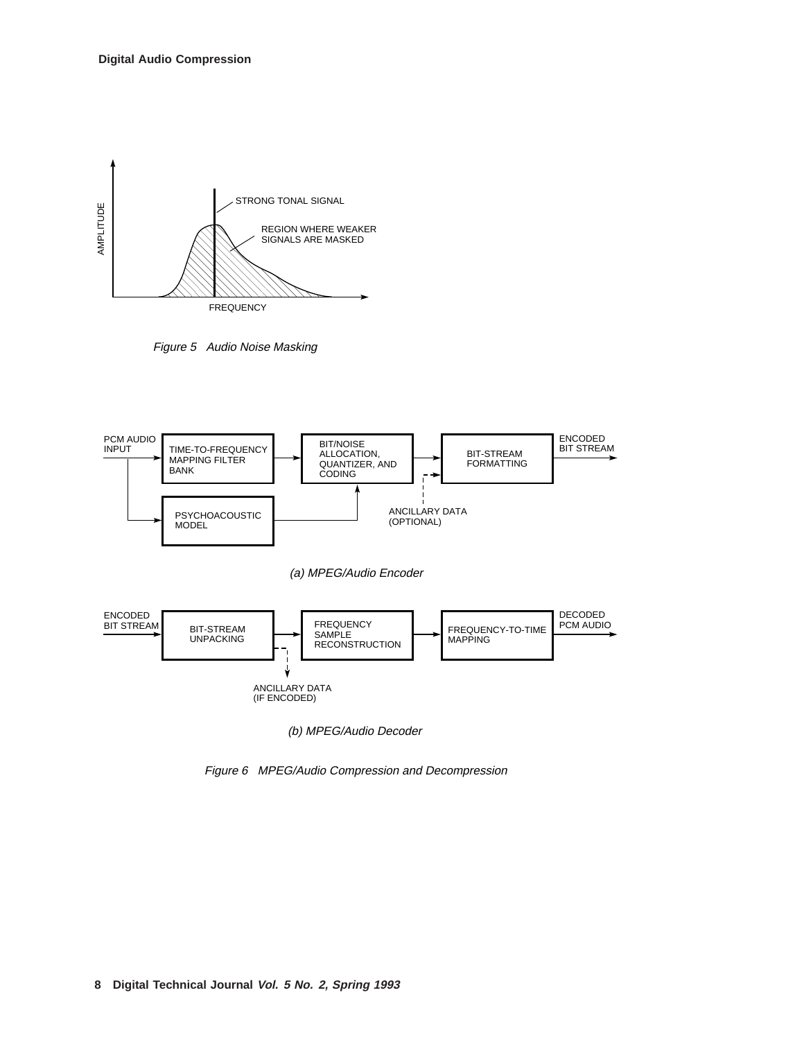Figure 5   Audio Noise Masking

(a) MPEG/Audio Encoder

(b) MPEG/Audio Decoder

Figure 6   MPEG/Audio Compression and Decompression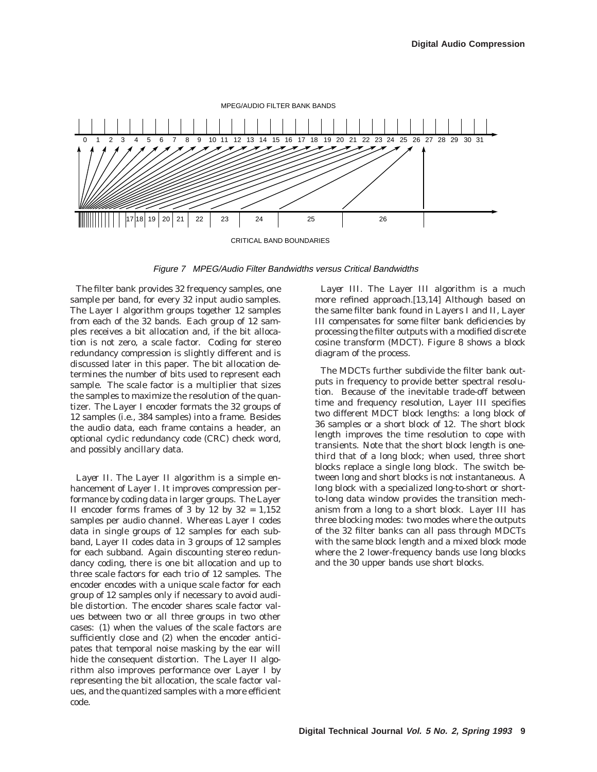MPEG/AUDIO FILTER BANK BANDS

0 1 2 3 4 5 6 7 8 9 10 11 12 13 14 15 16 17 18 19 20 21 22 23 24 25 26 27 28 29 30 31

17 18 19 20 21 22 23 24 25 26

CRITICAL BAND BOUNDARIES

*Figure 7 MPEG/Audio Filter Bandwidths versus Critical Bandwidths*

The filter bank provides 32 frequency samples, one sample per band, for every 32 input audio samples. The Layer I algorithm groups together 12 samples from each of the 32 bands. Each group of 12 samples receives a bit allocation and, if the bit allocation is not zero, a scale factor. Coding for stereo redundancy compression is slightly different and is discussed later in this paper. The bit allocation determines the number of bits used to represent each sample. The scale factor is a multiplier that sizes the samples to maximize the resolution of the quantizer. The Layer I encoder formats the 32 groups of 12 samples (i.e., 384 samples) into a frame. Besides the audio data, each frame contains a header, an optional cyclic redundancy code (CRC) check word, and possibly ancillary data.

*Layer II.* The Layer II algorithm is a simple enhancement of Layer I. It improves compression performance by coding data in larger groups. The Layer II encoder forms frames of 3 by 12 by 32 = 1,152 samples per audio channel. Whereas Layer I codes data in single groups of 12 samples for each subband, Layer II codes data in 3 groups of 12 samples for each subband. Again discounting stereo redundancy coding, there is one bit allocation and up to three scale factors for each trio of 12 samples. The encoder encodes with a unique scale factor for each group of 12 samples only if necessary to avoid audible distortion. The encoder shares scale factor values between two or all three groups in two other cases: (1) when the values of the scale factors are sufficiently close and (2) when the encoder anticipates that temporal noise masking by the ear will hide the consequent distortion. The Layer II algorithm also improves performance over Layer I by representing the bit allocation, the scale factor values, and the quantized samples with a more efficient code.

*Layer III.* The Layer III algorithm is a much more refined approach.[13,14] Although based on the same filter bank found in Layers I and II, Layer III compensates for some filter bank deficiencies by processing the filter outputs with a modified discrete cosine transform (MDCT). Figure 8 shows a block diagram of the process.

The MDCTs further subdivide the filter bank outputs in frequency to provide better spectral resolution. Because of the inevitable trade-off between time and frequency resolution, Layer III specifies two different MDCT block lengths: a long block of 36 samples or a short block of 12. The short block length improves the time resolution to cope with transients. Note that the short block length is one-third that of a long block; when used, three short blocks replace a single long block. The switch between long and short blocks is not instantaneous. A long block with a specialized long-to-short or short-to-long data window provides the transition mechanism from a long to a short block. Layer III has three blocking modes: two modes where the outputs of the 32 filter banks can all pass through MDCTs with the same block length and a mixed block mode where the 2 lower-frequency bands use long blocks and the 30 upper bands use short blocks.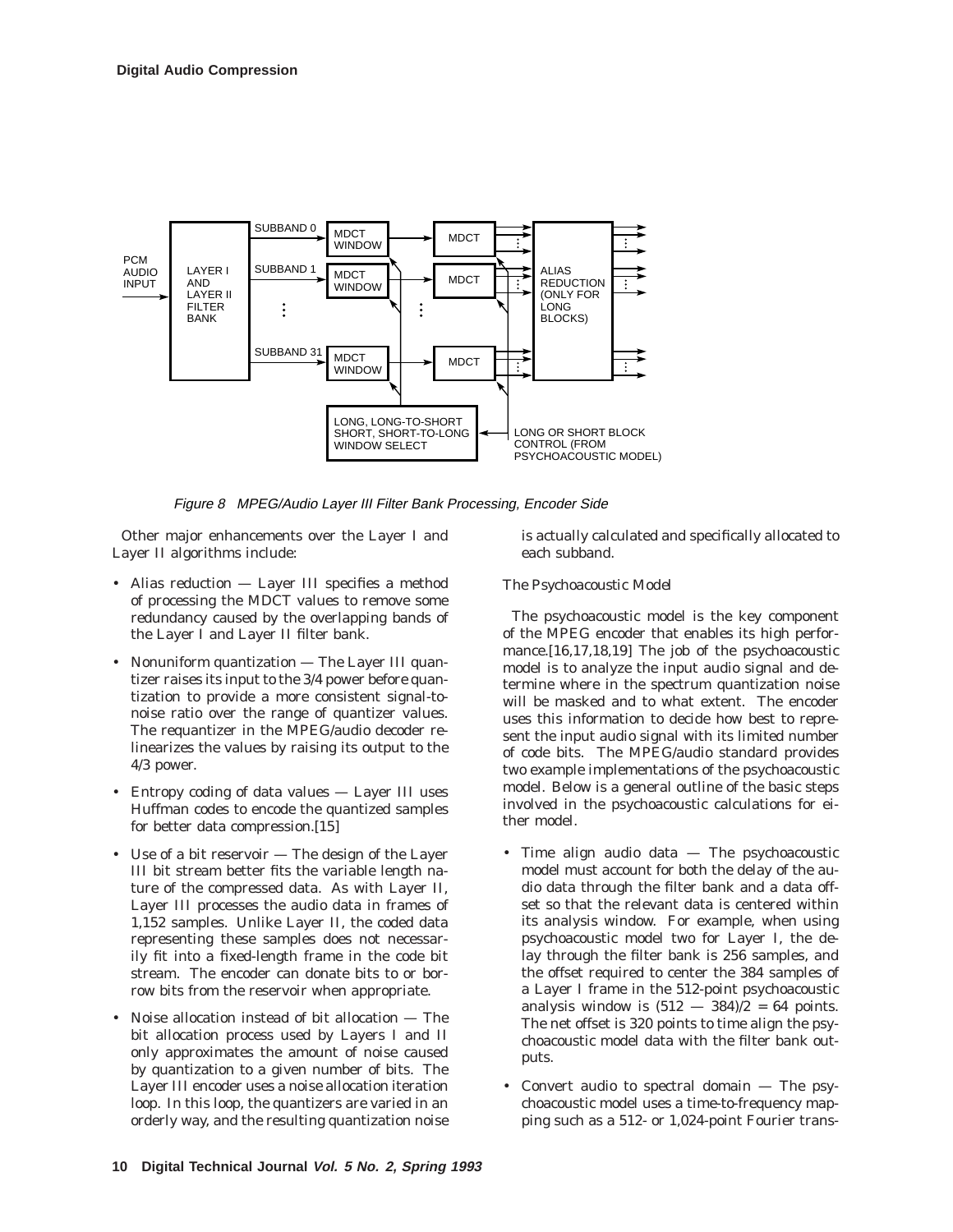PCM AUDIO INPUT

LAYER I AND LAYER II FILTER BANK

SUBBAND 0

SUBBAND 1

SUBBAND 31

MDCT WINDOW

MDCT

ALIAS REDUCTION (ONLY FOR LONG BLOCKS)

LONG, LONG-TO-SHORT SHORT, SHORT-TO-LONG WINDOW SELECT

LONG OR SHORT BLOCK CONTROL (FROM PSYCHOACOUSTIC MODEL)

*Figure 8 MPEG/Audio Layer III Filter Bank Processing, Encoder Side*

Other major enhancements over the Layer I and Layer II algorithms include:

- Alias reduction — Layer III specifies a method of processing the MDCT values to remove some redundancy caused by the overlapping bands of the Layer I and Layer II filter bank.
- Nonuniform quantization — The Layer III quantizer raises its input to the 3/4 power before quantization to provide a more consistent signal-to-noise ratio over the range of quantizer values. The requantizer in the MPEG/audio decoder relinearizes the values by raising its output to the 4/3 power.
- Entropy coding of data values — Layer III uses Huffman codes to encode the quantized samples for better data compression.[15]
- Use of a bit reservoir — The design of the Layer III bit stream better fits the variable length nature of the compressed data. As with Layer II, Layer III processes the audio data in frames of 1,152 samples. Unlike Layer II, the coded data representing these samples does not necessarily fit into a fixed-length frame in the code bit stream. The encoder can donate bits to or borrow bits from the reservoir when appropriate.
- Noise allocation instead of bit allocation — The bit allocation process used by Layers I and II only approximates the amount of noise caused by quantization to a given number of bits. The Layer III encoder uses a noise allocation iteration loop. In this loop, the quantizers are varied in an orderly way, and the resulting quantization noise is actually calculated and specifically allocated to each subband.

### The Psychoacoustic Model

The psychoacoustic model is the key component of the MPEG encoder that enables its high performance.[16,17,18,19] The job of the psychoacoustic model is to analyze the input audio signal and determine where in the spectrum quantization noise will be masked and to what extent. The encoder uses this information to decide how best to represent the input audio signal with its limited number of code bits. The MPEG/audio standard provides two example implementations of the psychoacoustic model. Below is a general outline of the basic steps involved in the psychoacoustic calculations for either model.

- Time align audio data — The psychoacoustic model must account for both the delay of the audio data through the filter bank and a data offset so that the relevant data is centered within its analysis window. For example, when using psychoacoustic model two for Layer I, the delay through the filter bank is 256 samples, and the offset required to center the 384 samples of a Layer I frame in the 512-point psychoacoustic analysis window is $(512 - 384)/2 = 64$ points. The net offset is 320 points to time align the psychoacoustic model data with the filter bank outputs.
- Convert audio to spectral domain — The psychoacoustic model uses a time-to-frequency mapping such as a 512- or 1,024-point Fourier trans-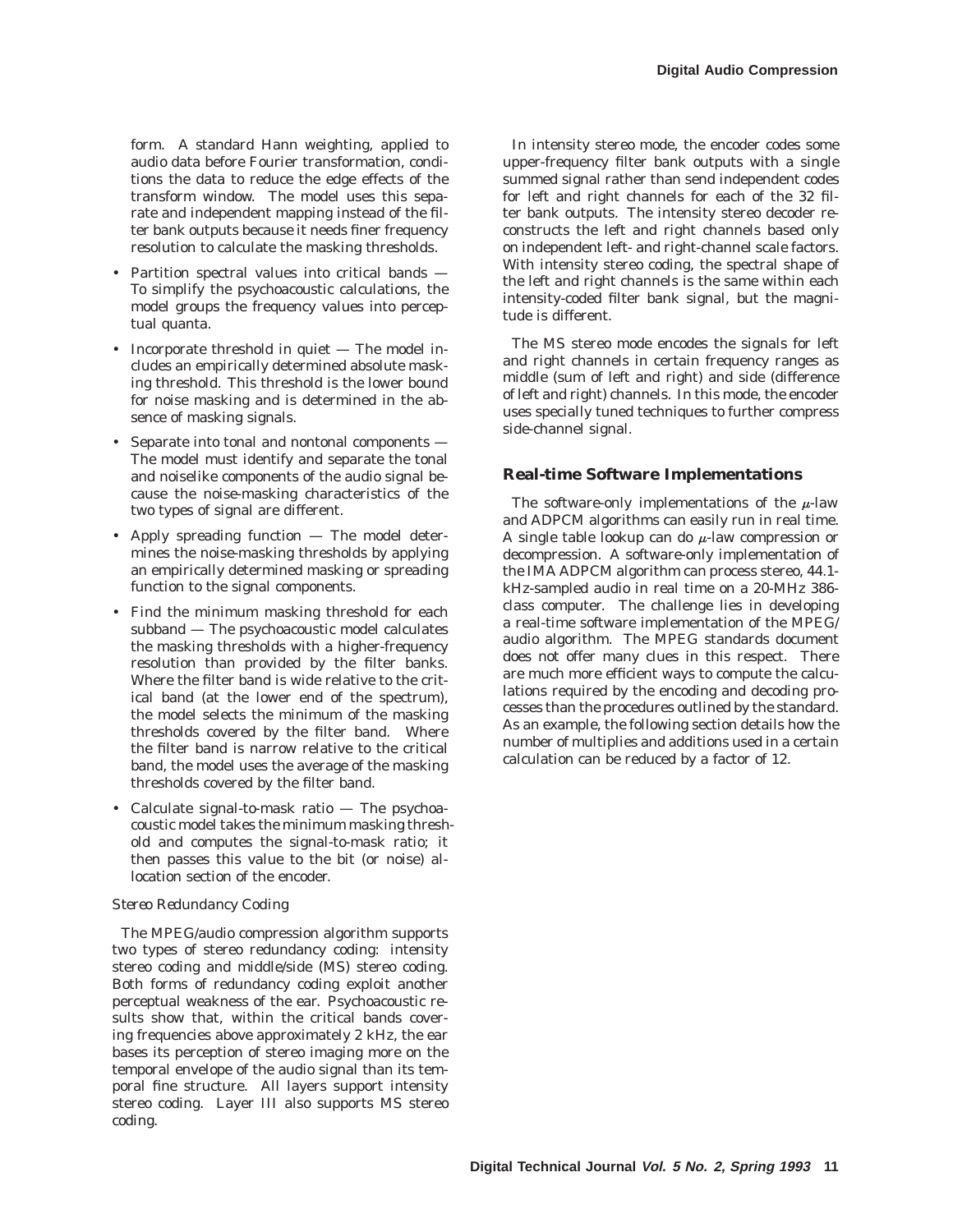form. A standard Hann weighting, applied to audio data before Fourier transformation, conditions the data to reduce the edge effects of the transform window. The model uses this separate and independent mapping instead of the filter bank outputs because it needs finer frequency resolution to calculate the masking thresholds.

- Partition spectral values into critical bands — To simplify the psychoacoustic calculations, the model groups the frequency values into perceptual quanta.
- Incorporate threshold in quiet — The model includes an empirically determined absolute masking threshold. This threshold is the lower bound for noise masking and is determined in the absence of masking signals.
- Separate into tonal and nontonal components — The model must identify and separate the tonal and noiselike components of the audio signal because the noise-masking characteristics of the two types of signal are different.
- Apply spreading function — The model determines the noise-masking thresholds by applying an empirically determined masking or spreading function to the signal components.
- Find the minimum masking threshold for each subband — The psychoacoustic model calculates the masking thresholds with a higher-frequency resolution than provided by the filter banks. Where the filter band is wide relative to the critical band (at the lower end of the spectrum), the model selects the minimum of the masking thresholds covered by the filter band. Where the filter band is narrow relative to the critical band, the model uses the average of the masking thresholds covered by the filter band.
- Calculate signal-to-mask ratio — The psychoacoustic model takes the minimum masking threshold and computes the signal-to-mask ratio; it then passes this value to the bit (or noise) allocation section of the encoder.

*Stereo Redundancy Coding*

The MPEG/audio compression algorithm supports two types of stereo redundancy coding: intensity stereo coding and middle/side (MS) stereo coding. Both forms of redundancy coding exploit another perceptual weakness of the ear. Psychoacoustic results show that, within the critical bands covering frequencies above approximately 2 kHz, the ear bases its perception of stereo imaging more on the temporal envelope of the audio signal than its temporal fine structure. All layers support intensity stereo coding. Layer III also supports MS stereo coding.

In intensity stereo mode, the encoder codes some upper-frequency filter bank outputs with a single summed signal rather than send independent codes for left and right channels for each of the 32 filter bank outputs. The intensity stereo decoder reconstructs the left and right channels based only on independent left- and right-channel scale factors. With intensity stereo coding, the spectral shape of the left and right channels is the same within each intensity-coded filter bank signal, but the magnitude is different.

The MS stereo mode encodes the signals for left and right channels in certain frequency ranges as middle (sum of left and right) and side (difference of left and right) channels. In this mode, the encoder uses specially tuned techniques to further compress side-channel signal.

## Real-time Software Implementations

The software-only implementations of the $\mu$-law and ADPCM algorithms can easily run in real time. A single table lookup can do $\mu$-law compression or decompression. A software-only implementation of the IMA ADPCM algorithm can process stereo, 44.1-kHz-sampled audio in real time on a 20-MHz 386-class computer. The challenge lies in developing a real-time software implementation of the MPEG/audio algorithm. The MPEG standards document does not offer many clues in this respect. There are much more efficient ways to compute the calculations required by the encoding and decoding processes than the procedures outlined by the standard. As an example, the following section details how the number of multiplies and additions used in a certain calculation can be reduced by a factor of 12.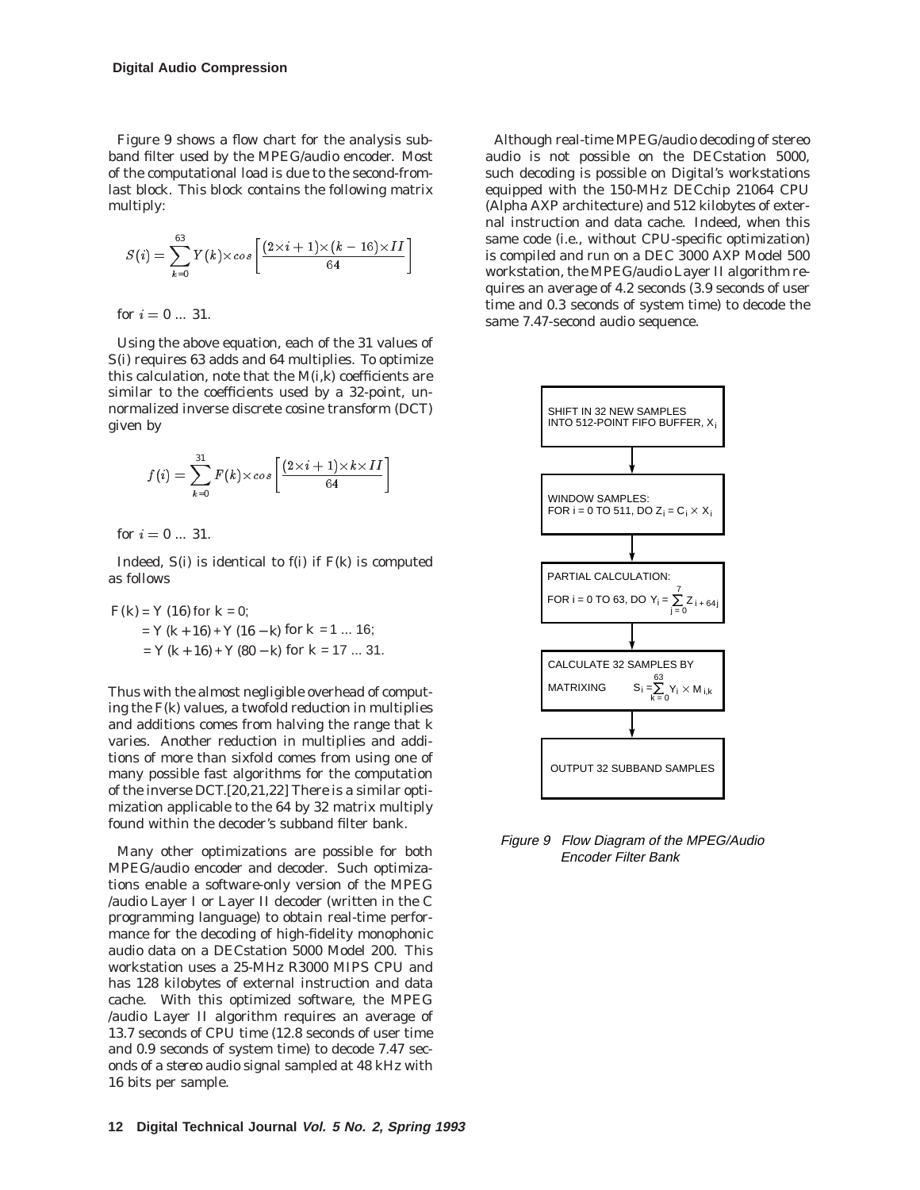Figure 9 shows a flow chart for the analysis subband filter used by the MPEG/audio encoder. Most of the computational load is due to the second-from-last block. This block contains the following matrix multiply:

$$S(i) = \sum_{k=0}^{63} Y(k) \times cos\left[\frac{(2 \times i + 1) \times (k - 16) \times II}{64}\right]$$

for $i = 0 \ldots 31$.

Using the above equation, each of the 31 values of S(i) requires 63 adds and 64 multiplies. To optimize this calculation, note that the M(i,k) coefficients are similar to the coefficients used by a 32-point, unnormalized inverse discrete cosine transform (DCT) given by

$$f(i) = \sum_{k=0}^{31} F(k) \times cos\left[\frac{(2 \times i + 1) \times k \times II}{64}\right]$$

for $i = 0 \ldots 31$.

Indeed, S(i) is identical to f(i) if F(k) is computed as follows

$F(k) = Y(16)$ for $k = 0$;
$= Y(k + 16) + Y(16 - k)$ for $k = 1 \ldots 16$;
$= Y(k + 16) + Y(80 - k)$ for $k = 17 \ldots 31$.

Thus with the almost negligible overhead of computing the F(k) values, a twofold reduction in multiplies and additions comes from halving the range that k varies. Another reduction in multiplies and additions of more than sixfold comes from using one of many possible fast algorithms for the computation of the inverse DCT.[20,21,22] There is a similar optimization applicable to the 64 by 32 matrix multiply found within the decoder's subband filter bank.

Many other optimizations are possible for both MPEG/audio encoder and decoder. Such optimizations enable a software-only version of the MPEG /audio Layer I or Layer II decoder (written in the C programming language) to obtain real-time performance for the decoding of high-fidelity monophonic audio data on a DECstation 5000 Model 200. This workstation uses a 25-MHz R3000 MIPS CPU and has 128 kilobytes of external instruction and data cache. With this optimized software, the MPEG /audio Layer II algorithm requires an average of 13.7 seconds of CPU time (12.8 seconds of user time and 0.9 seconds of system time) to decode 7.47 seconds of a stereo audio signal sampled at 48 kHz with 16 bits per sample.

Although real-time MPEG/audio decoding of stereo audio is not possible on the DECstation 5000, such decoding is possible on Digital's workstations equipped with the 150-MHz DECchip 21064 CPU (Alpha AXP architecture) and 512 kilobytes of external instruction and data cache. Indeed, when this same code (i.e., without CPU-specific optimization) is compiled and run on a DEC 3000 AXP Model 500 workstation, the MPEG/audio Layer II algorithm requires an average of 4.2 seconds (3.9 seconds of user time and 0.3 seconds of system time) to decode the same 7.47-second audio sequence.

SHIFT IN 32 NEW SAMPLES INTO 512-POINT FIFO BUFFER, $X_i$

WINDOW SAMPLES: FOR i = 0 TO 511, DO $Z_i = C_i \times X_i$

PARTIAL CALCULATION: FOR i = 0 TO 63, DO $Y_i = \sum_{j=0}^{7} Z_{i+64j}$

CALCULATE 32 SAMPLES BY MATRIXING $S_i = \sum_{k=0}^{63} Y_i \times M_{i,k}$

OUTPUT 32 SUBBAND SAMPLES

*Figure 9 Flow Diagram of the MPEG/Audio Encoder Filter Bank*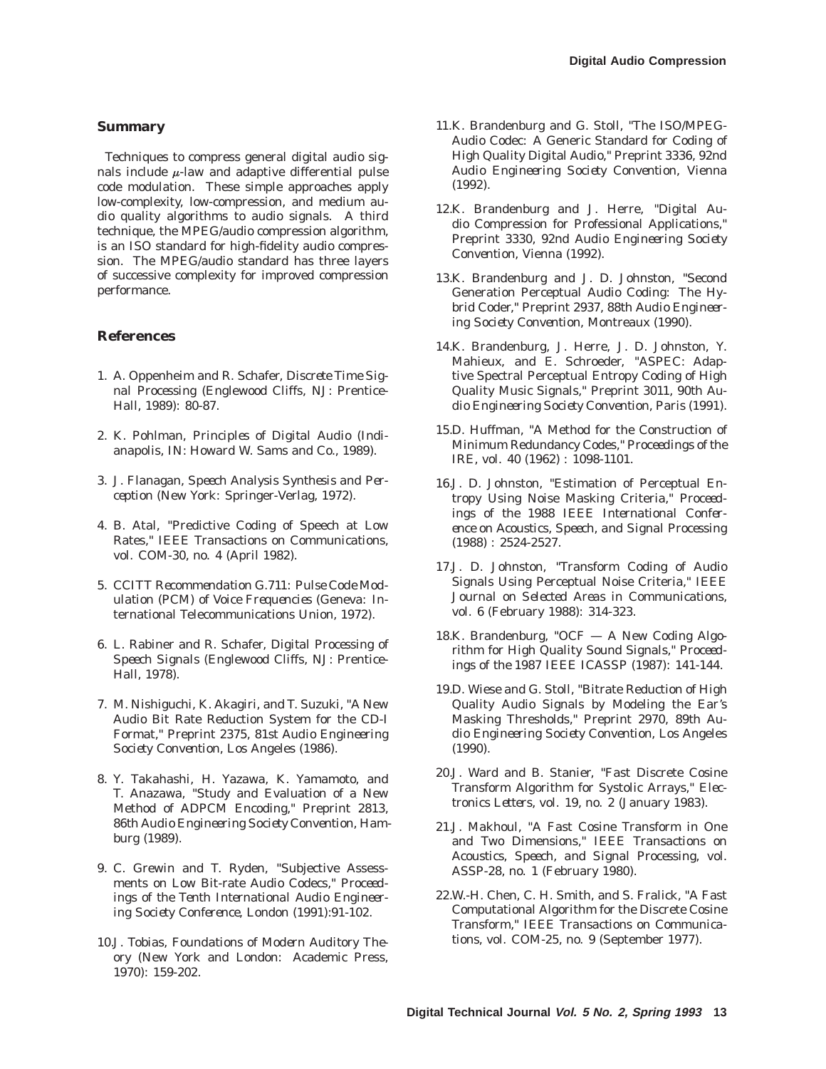## Summary

Techniques to compress general digital audio signals include $\mu$-law and adaptive differential pulse code modulation. These simple approaches apply low-complexity, low-compression, and medium audio quality algorithms to audio signals. A third technique, the MPEG/audio compression algorithm, is an ISO standard for high-fidelity audio compression. The MPEG/audio standard has three layers of successive complexity for improved compression performance.

## References

1. A. Oppenheim and R. Schafer, *Discrete Time Signal Processing* (Englewood Cliffs, NJ: Prentice-Hall, 1989): 80-87.

2. K. Pohlman, *Principles of Digital Audio* (Indianapolis, IN: Howard W. Sams and Co., 1989).

3. J. Flanagan, *Speech Analysis Synthesis and Perception* (New York: Springer-Verlag, 1972).

4. B. Atal, "Predictive Coding of Speech at Low Rates," *IEEE Transactions on Communications*, vol. COM-30, no. 4 (April 1982).

5. *CCITT Recommendation G.711: Pulse Code Modulation (PCM) of Voice Frequencies* (Geneva: International Telecommunications Union, 1972).

6. L. Rabiner and R. Schafer, *Digital Processing of Speech Signals* (Englewood Cliffs, NJ: Prentice-Hall, 1978).

7. M. Nishiguchi, K. Akagiri, and T. Suzuki, "A New Audio Bit Rate Reduction System for the CD-I Format," Preprint 2375, *81st Audio Engineering Society Convention*, Los Angeles (1986).

8. Y. Takahashi, H. Yazawa, K. Yamamoto, and T. Anazawa, "Study and Evaluation of a New Method of ADPCM Encoding," Preprint 2813, *86th Audio Engineering Society Convention*, Hamburg (1989).

9. C. Grewin and T. Ryden, "Subjective Assessments on Low Bit-rate Audio Codecs," *Proceedings of the Tenth International Audio Engineering Society Conference*, London (1991):91-102.

10. J. Tobias, *Foundations of Modern Auditory Theory* (New York and London: Academic Press, 1970): 159-202.

11. K. Brandenburg and G. Stoll, "The ISO/MPEG-Audio Codec: A Generic Standard for Coding of High Quality Digital Audio," Preprint 3336, *92nd Audio Engineering Society Convention*, Vienna (1992).

12. K. Brandenburg and J. Herre, "Digital Audio Compression for Professional Applications," Preprint 3330, *92nd Audio Engineering Society Convention*, Vienna (1992).

13. K. Brandenburg and J. D. Johnston, "Second Generation Perceptual Audio Coding: The Hybrid Coder," Preprint 2937, *88th Audio Engineering Society Convention*, Montreaux (1990).

14. K. Brandenburg, J. Herre, J. D. Johnston, Y. Mahieux, and E. Schroeder, "ASPEC: Adaptive Spectral Perceptual Entropy Coding of High Quality Music Signals," Preprint 3011, *90th Audio Engineering Society Convention*, Paris (1991).

15. D. Huffman, "A Method for the Construction of Minimum Redundancy Codes," *Proceedings of the IRE*, vol. 40 (1962) : 1098-1101.

16. J. D. Johnston, "Estimation of Perceptual Entropy Using Noise Masking Criteria," *Proceedings of the 1988 IEEE International Conference on Acoustics, Speech, and Signal Processing* (1988) : 2524-2527.

17. J. D. Johnston, "Transform Coding of Audio Signals Using Perceptual Noise Criteria," *IEEE Journal on Selected Areas in Communications*, vol. 6 (February 1988): 314-323.

18. K. Brandenburg, "OCF — A New Coding Algorithm for High Quality Sound Signals," *Proceedings of the 1987 IEEE ICASSP* (1987): 141-144.

19. D. Wiese and G. Stoll, "Bitrate Reduction of High Quality Audio Signals by Modeling the Ear's Masking Thresholds," Preprint 2970, *89th Audio Engineering Society Convention*, Los Angeles (1990).

20. J. Ward and B. Stanier, "Fast Discrete Cosine Transform Algorithm for Systolic Arrays," *Electronics Letters*, vol. 19, no. 2 (January 1983).

21. J. Makhoul, "A Fast Cosine Transform in One and Two Dimensions," *IEEE Transactions on Acoustics, Speech, and Signal Processing*, vol. ASSP-28, no. 1 (February 1980).

22. W.-H. Chen, C. H. Smith, and S. Fralick, "A Fast Computational Algorithm for the Discrete Cosine Transform," *IEEE Transactions on Communications*, vol. COM-25, no. 9 (September 1977).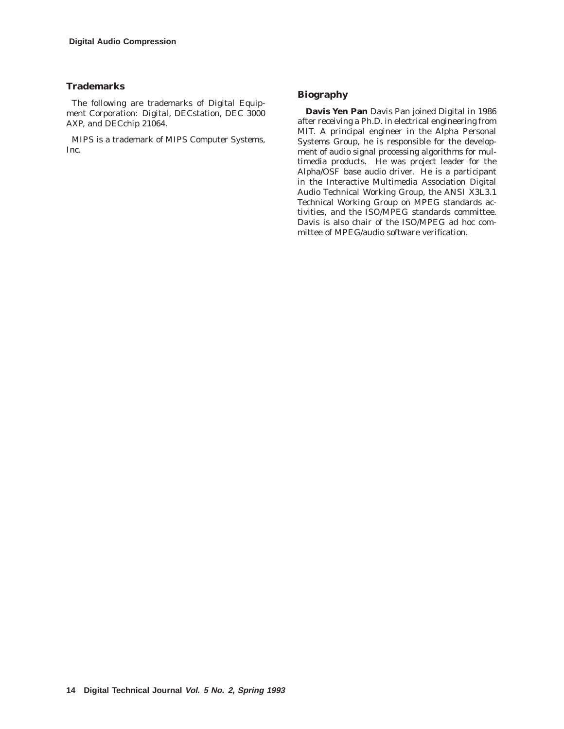## Trademarks

The following are trademarks of Digital Equipment Corporation: Digital, DECstation, DEC 3000 AXP, and DECchip 21064.

MIPS is a trademark of MIPS Computer Systems, Inc.

## Biography

**Davis Yen Pan** Davis Pan joined Digital in 1986 after receiving a Ph.D. in electrical engineering from MIT. A principal engineer in the Alpha Personal Systems Group, he is responsible for the development of audio signal processing algorithms for multimedia products. He was project leader for the Alpha/OSF base audio driver. He is a participant in the Interactive Multimedia Association Digital Audio Technical Working Group, the ANSI X3L3.1 Technical Working Group on MPEG standards activities, and the ISO/MPEG standards committee. Davis is also chair of the ISO/MPEG ad hoc committee of MPEG/audio software verification.